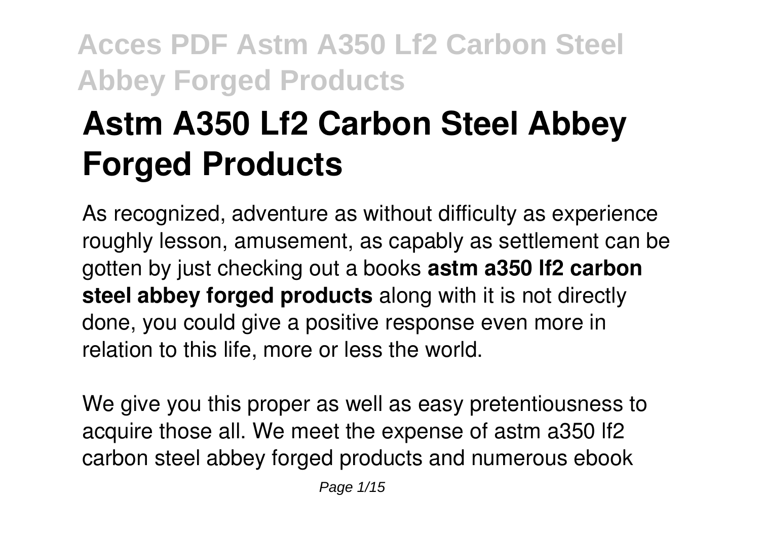# Astm A350 Lf2 Carbon Steel Abbey Forged Products

As recognized, adventure as without difficulty as experience roughly lesson, amusement, as capably as settlement can be gotten by just checking out a books **astm a350 lf2 carbon steel abbey forged products** along with it is not directly done, you could give a positive response even more in relation to this life, more or less the world.

We give you this proper as well as easy pretentiousness to acquire those all. We meet the expense of astm a350 lf2 carbon steel abbey forged products and numerous ebook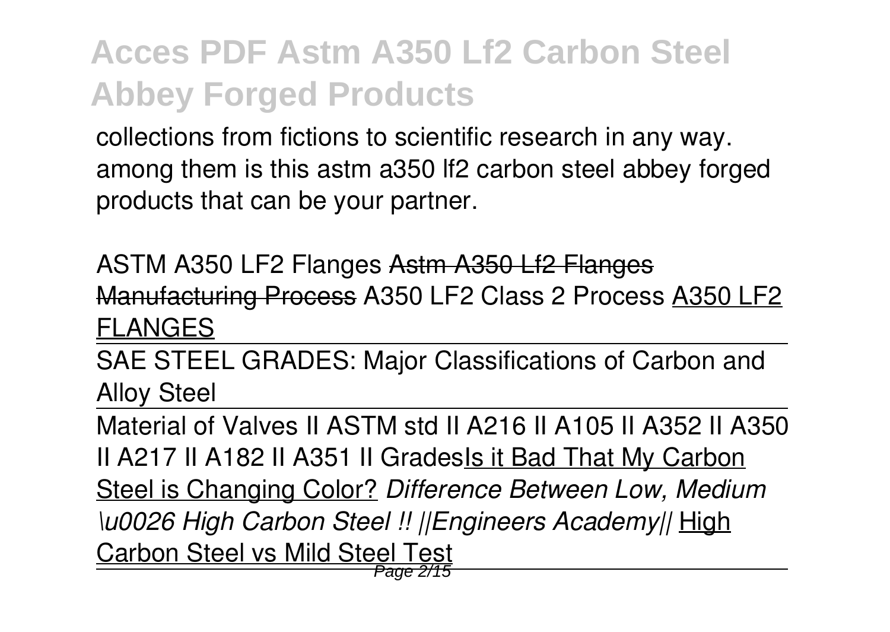collections from fictions to scientific research in any way. among them is this astm a350 lf2 carbon steel abbey forged products that can be your partner.

ASTM A350 LF2 Flanges ~~Astm A350 Lf2 Flanges Manufacturing Process~~ A350 LF2 Class 2 Process A350 LF2 FLANGES

SAE STEEL GRADES: Major Classifications of Carbon and Alloy Steel

Material of Valves II ASTM std II A216 II A105 II A352 II A350 II A217 II A182 II A351 II Grades Is it Bad That My Carbon Steel is Changing Color? *Difference Between Low, Medium \u0026 High Carbon Steel !! ||Engineers Academy||* High Carbon Steel vs Mild Steel Test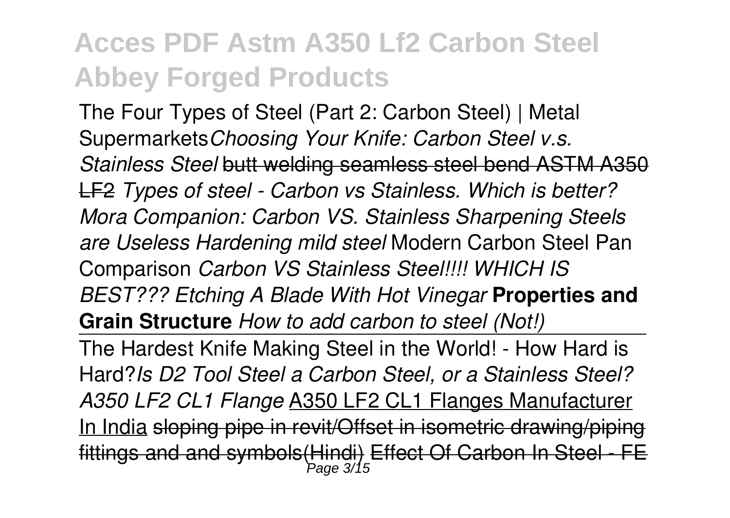The Four Types of Steel (Part 2: Carbon Steel) | Metal Supermarkets*Choosing Your Knife: Carbon Steel v.s. Stainless Steel* ~~butt welding seamless steel bend ASTM A350 LF2~~ *Types of steel - Carbon vs Stainless. Which is better? Mora Companion: Carbon VS. Stainless Sharpening Steels are Useless Hardening mild steel* Modern Carbon Steel Pan Comparison *Carbon VS Stainless Steel!!!! WHICH IS BEST??? Etching A Blade With Hot Vinegar* **Properties and Grain Structure** *How to add carbon to steel (Not!)*

The Hardest Knife Making Steel in the World! - How Hard is Hard?*Is D2 Tool Steel a Carbon Steel, or a Stainless Steel? A350 LF2 CL1 Flange* A350 LF2 CL1 Flanges Manufacturer In India ~~sloping pipe in revit/Offset in isometric drawing/piping fittings and and symbols(Hindi)~~ ~~Effect Of Carbon In Steel - FE~~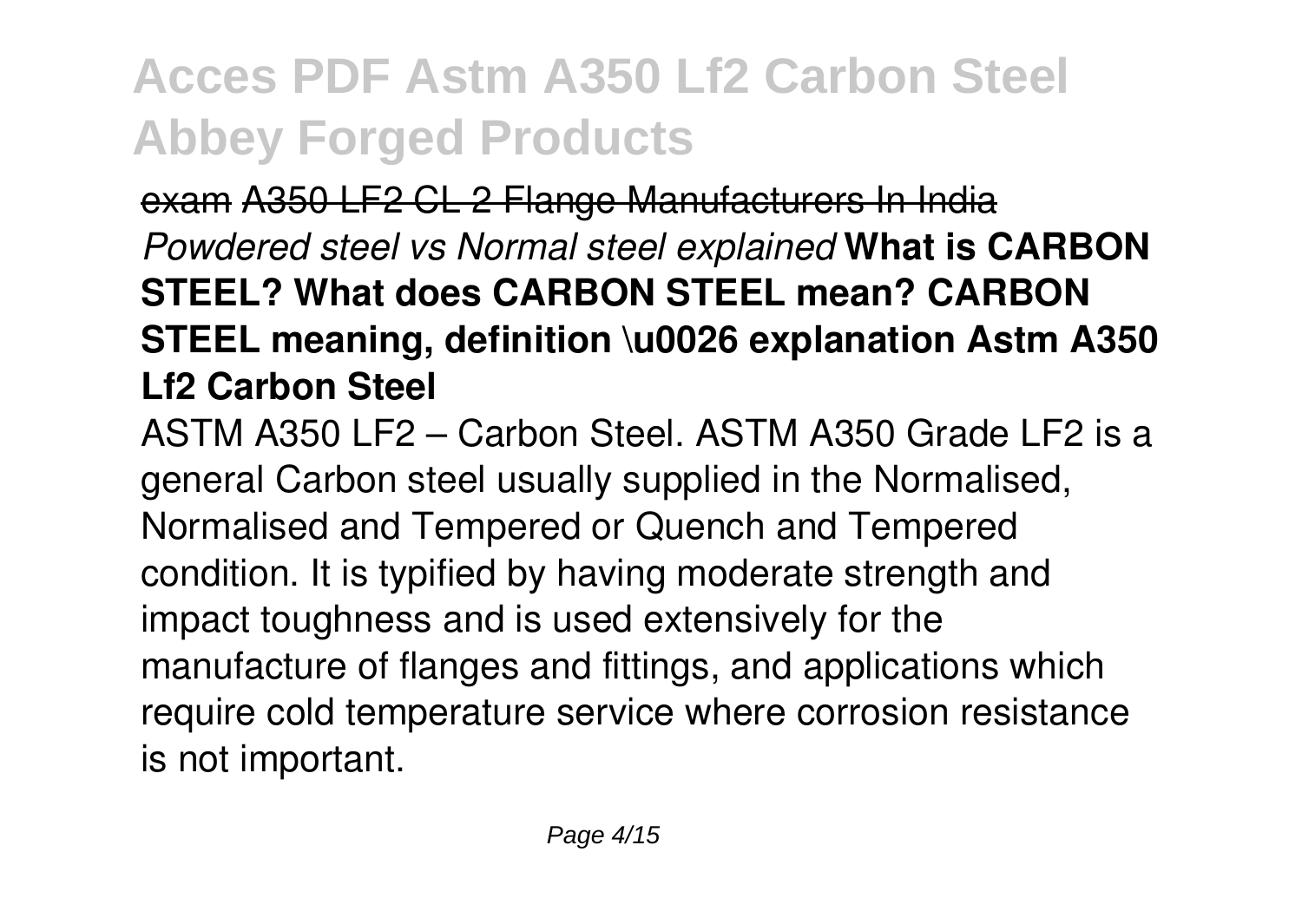exam ~~A350 LF2 CL 2 Flange Manufacturers In India~~ *Powdered steel vs Normal steel explained* **What is CARBON STEEL? What does CARBON STEEL mean? CARBON STEEL meaning, definition \u0026 explanation Astm A350 Lf2 Carbon Steel**

ASTM A350 LF2 – Carbon Steel. ASTM A350 Grade LF2 is a general Carbon steel usually supplied in the Normalised, Normalised and Tempered or Quench and Tempered condition. It is typified by having moderate strength and impact toughness and is used extensively for the manufacture of flanges and fittings, and applications which require cold temperature service where corrosion resistance is not important.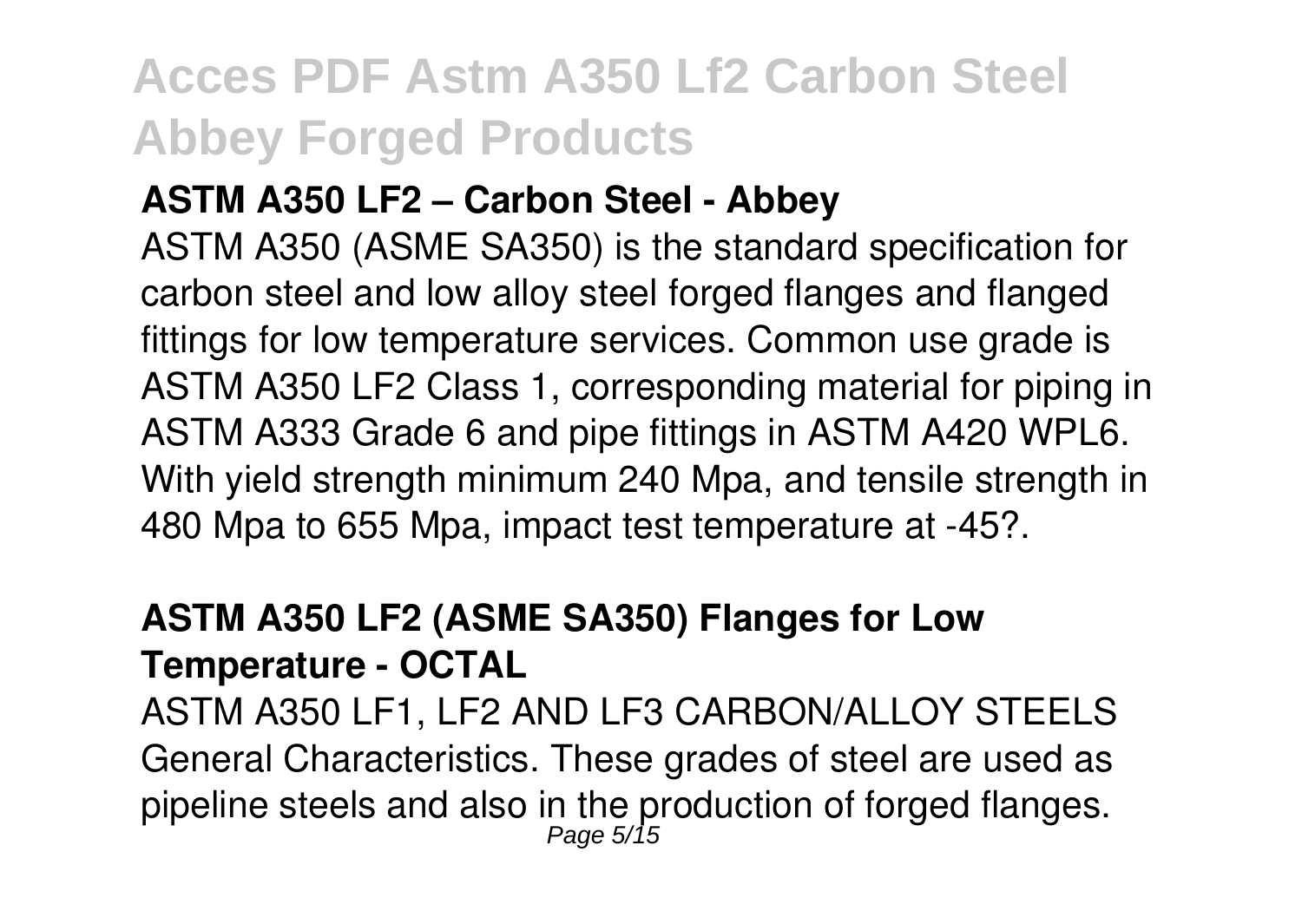**ASTM A350 LF2 – Carbon Steel - Abbey**

ASTM A350 (ASME SA350) is the standard specification for carbon steel and low alloy steel forged flanges and flanged fittings for low temperature services. Common use grade is ASTM A350 LF2 Class 1, corresponding material for piping in ASTM A333 Grade 6 and pipe fittings in ASTM A420 WPL6. With yield strength minimum 240 Mpa, and tensile strength in 480 Mpa to 655 Mpa, impact test temperature at -45?.

**ASTM A350 LF2 (ASME SA350) Flanges for Low Temperature - OCTAL**

ASTM A350 LF1, LF2 AND LF3 CARBON/ALLOY STEELS General Characteristics. These grades of steel are used as pipeline steels and also in the production of forged flanges.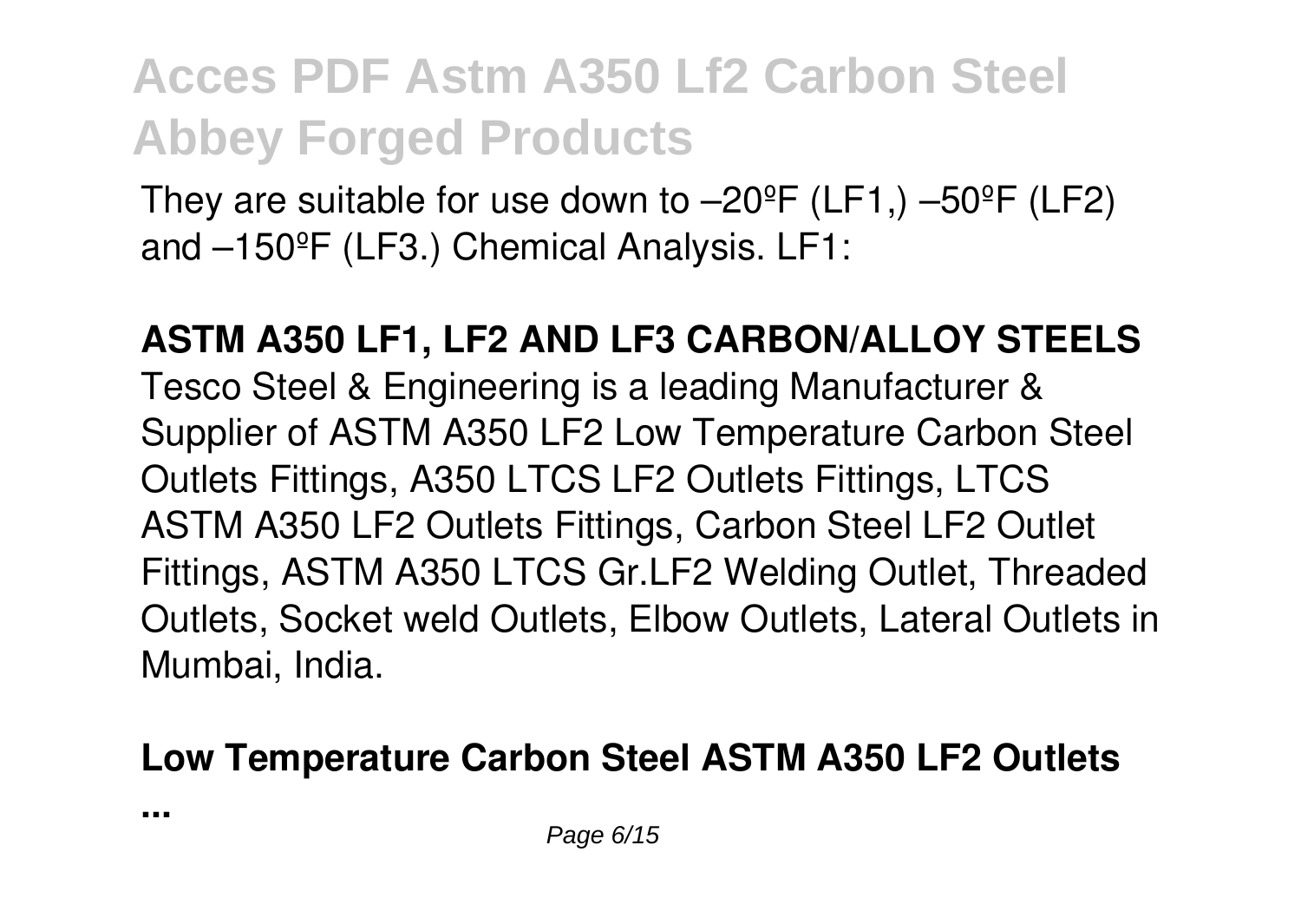They are suitable for use down to –20ºF (LF1,) –50ºF (LF2) and –150ºF (LF3.) Chemical Analysis. LF1:

**ASTM A350 LF1, LF2 AND LF3 CARBON/ALLOY STEELS**

Tesco Steel & Engineering is a leading Manufacturer & Supplier of ASTM A350 LF2 Low Temperature Carbon Steel Outlets Fittings, A350 LTCS LF2 Outlets Fittings, LTCS ASTM A350 LF2 Outlets Fittings, Carbon Steel LF2 Outlet Fittings, ASTM A350 LTCS Gr.LF2 Welding Outlet, Threaded Outlets, Socket weld Outlets, Elbow Outlets, Lateral Outlets in Mumbai, India.

**Low Temperature Carbon Steel ASTM A350 LF2 Outlets ...**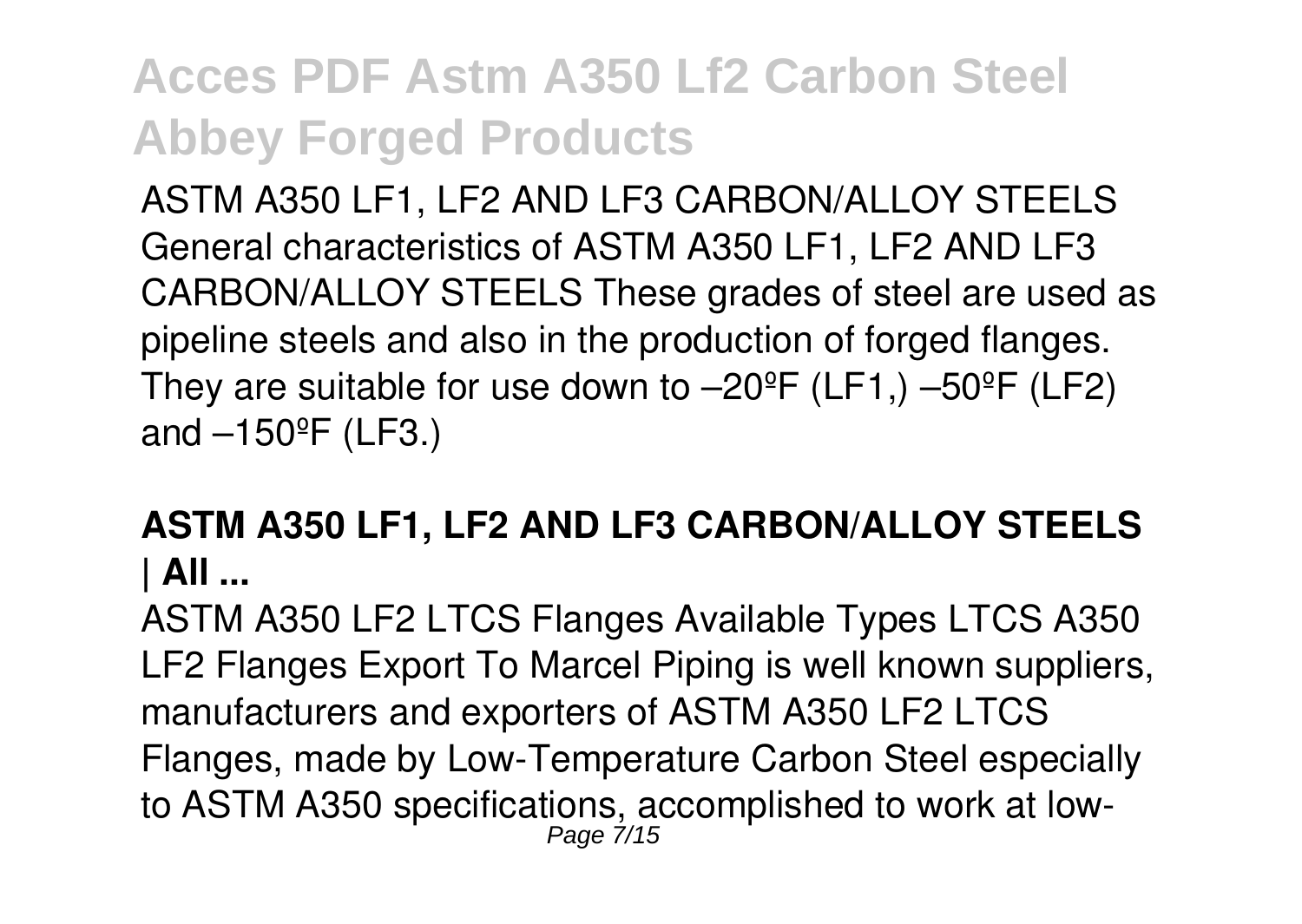ASTM A350 LF1, LF2 AND LF3 CARBON/ALLOY STEELS General characteristics of ASTM A350 LF1, LF2 AND LF3 CARBON/ALLOY STEELS These grades of steel are used as pipeline steels and also in the production of forged flanges. They are suitable for use down to –20ºF (LF1,) –50ºF (LF2) and –150ºF (LF3.)

**ASTM A350 LF1, LF2 AND LF3 CARBON/ALLOY STEELS | All ...**

ASTM A350 LF2 LTCS Flanges Available Types LTCS A350 LF2 Flanges Export To Marcel Piping is well known suppliers, manufacturers and exporters of ASTM A350 LF2 LTCS Flanges, made by Low-Temperature Carbon Steel especially to ASTM A350 specifications, accomplished to work at low-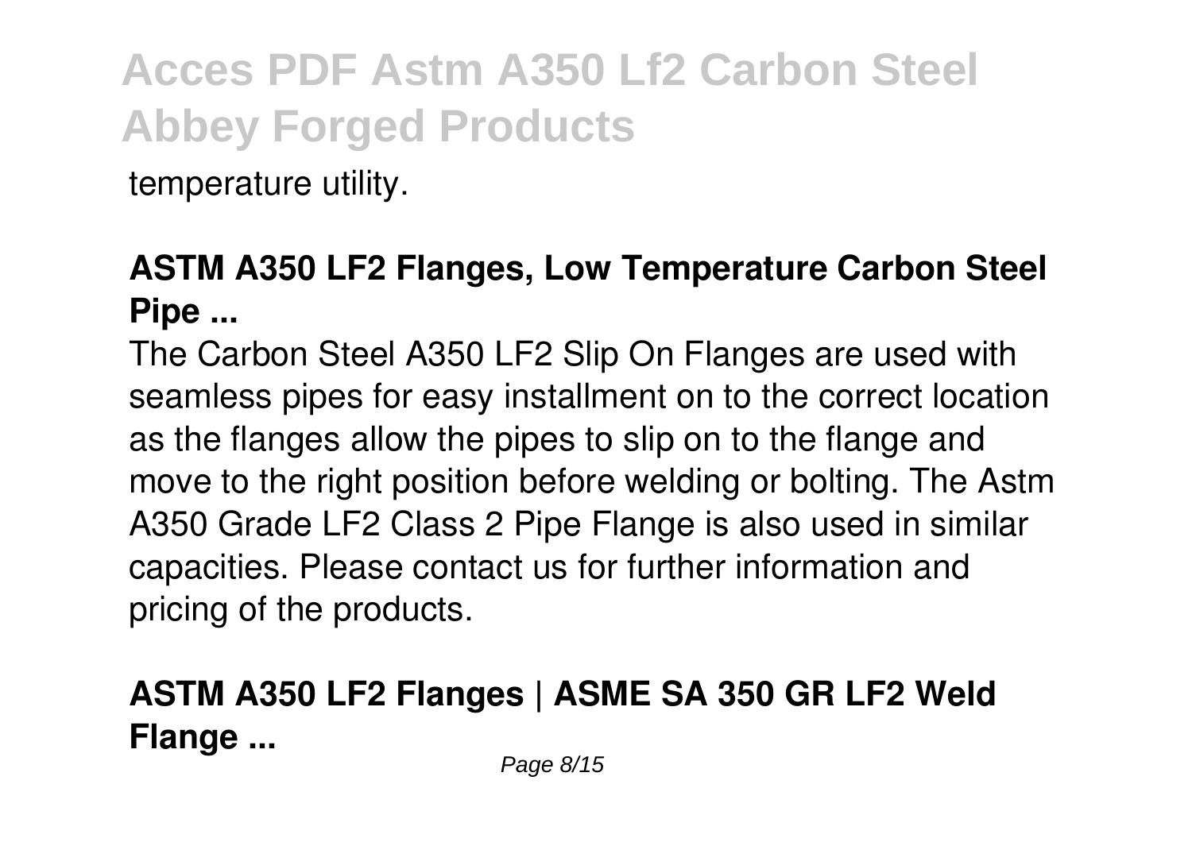temperature utility.

### ASTM A350 LF2 Flanges, Low Temperature Carbon Steel Pipe ...

The Carbon Steel A350 LF2 Slip On Flanges are used with seamless pipes for easy installment on to the correct location as the flanges allow the pipes to slip on to the flange and move to the right position before welding or bolting. The Astm A350 Grade LF2 Class 2 Pipe Flange is also used in similar capacities. Please contact us for further information and pricing of the products.

### ASTM A350 LF2 Flanges | ASME SA 350 GR LF2 Weld Flange ...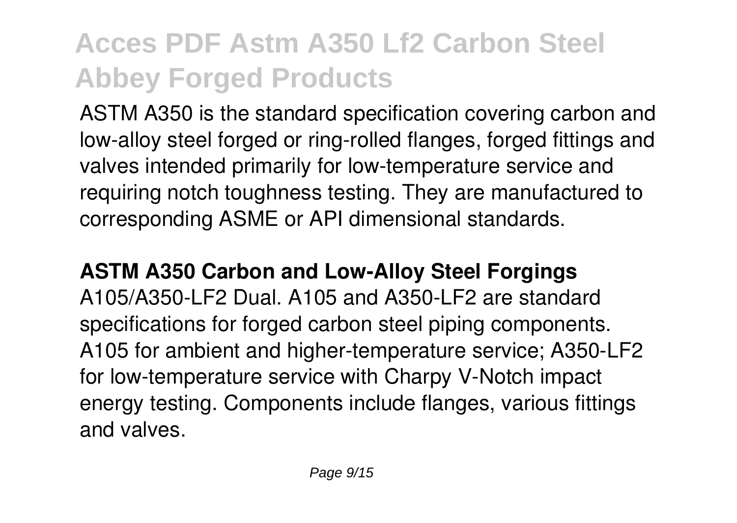ASTM A350 is the standard specification covering carbon and low-alloy steel forged or ring-rolled flanges, forged fittings and valves intended primarily for low-temperature service and requiring notch toughness testing. They are manufactured to corresponding ASME or API dimensional standards.

**ASTM A350 Carbon and Low-Alloy Steel Forgings**

A105/A350-LF2 Dual. A105 and A350-LF2 are standard specifications for forged carbon steel piping components. A105 for ambient and higher-temperature service; A350-LF2 for low-temperature service with Charpy V-Notch impact energy testing. Components include flanges, various fittings and valves.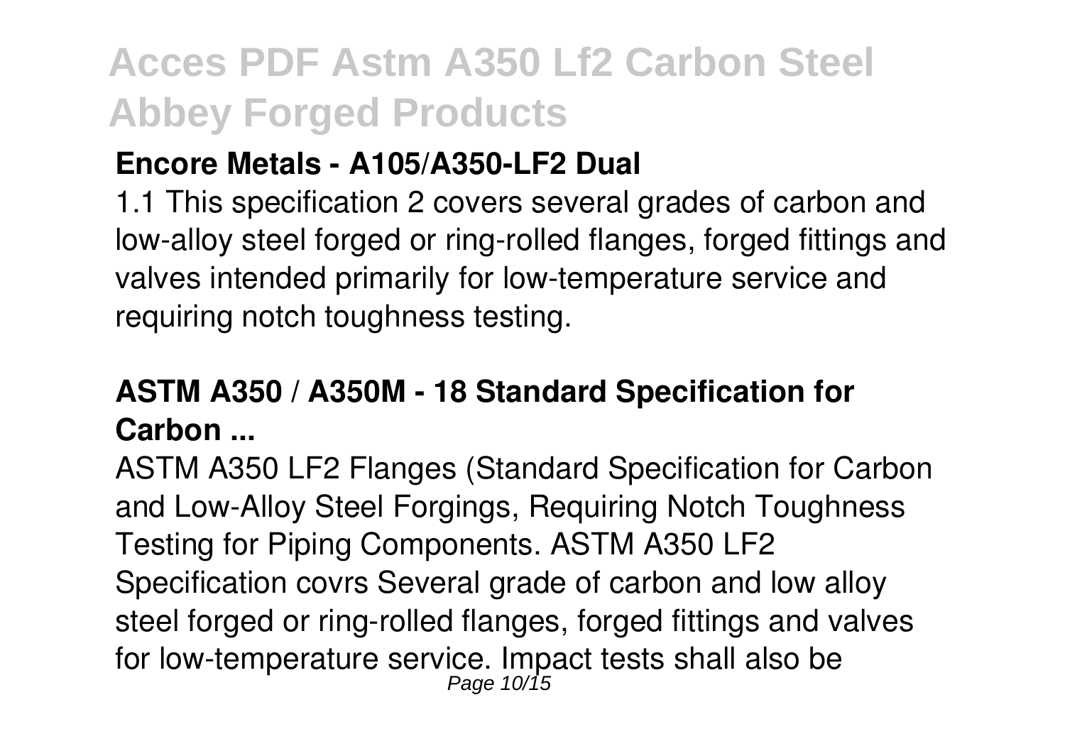### Encore Metals - A105/A350-LF2 Dual

1.1 This specification 2 covers several grades of carbon and low-alloy steel forged or ring-rolled flanges, forged fittings and valves intended primarily for low-temperature service and requiring notch toughness testing.

### ASTM A350 / A350M - 18 Standard Specification for Carbon ...

ASTM A350 LF2 Flanges (Standard Specification for Carbon and Low-Alloy Steel Forgings, Requiring Notch Toughness Testing for Piping Components. ASTM A350 LF2 Specification covrs Several grade of carbon and low alloy steel forged or ring-rolled flanges, forged fittings and valves for low-temperature service. Impact tests shall also be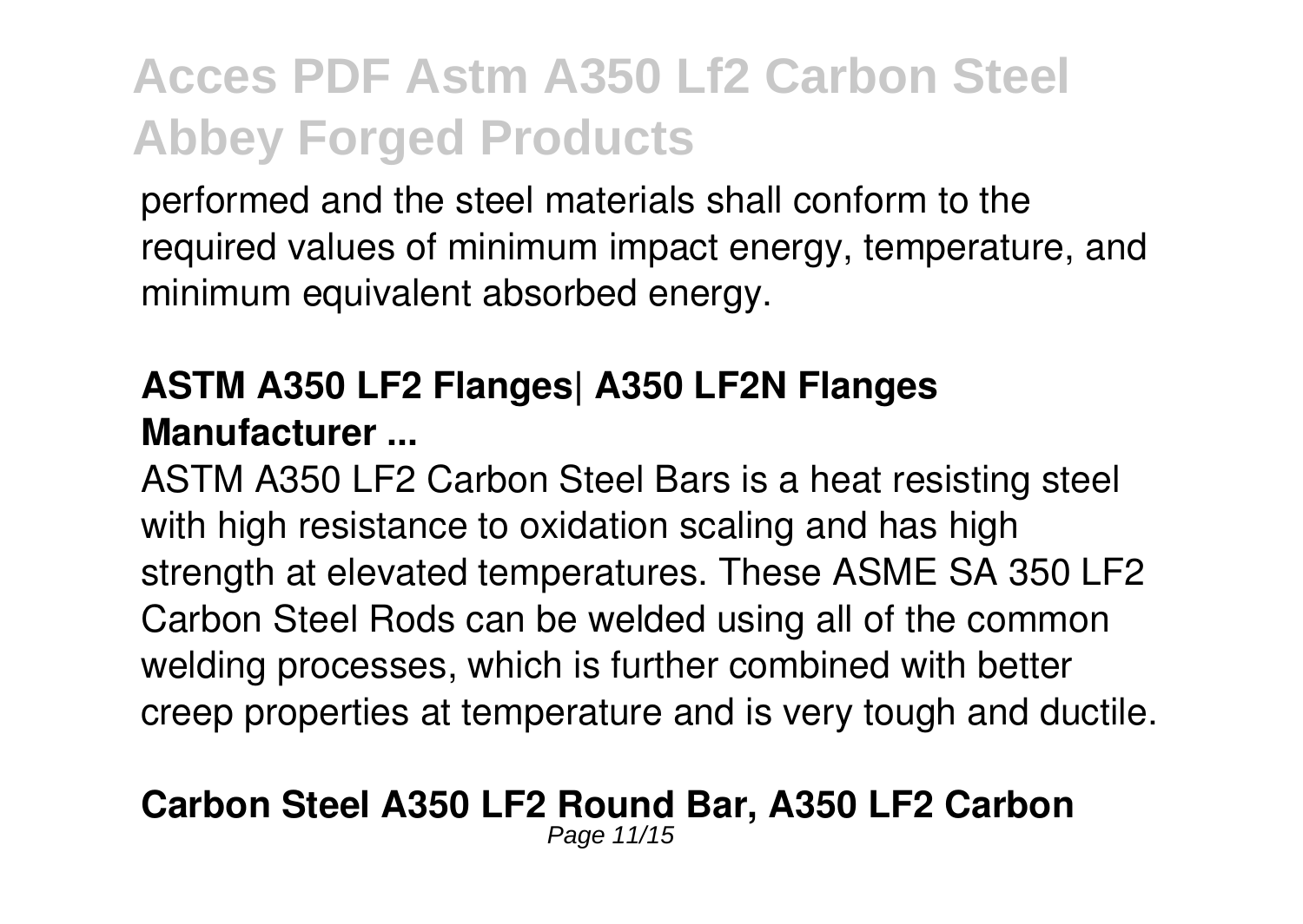performed and the steel materials shall conform to the required values of minimum impact energy, temperature, and minimum equivalent absorbed energy.

### **ASTM A350 LF2 Flanges| A350 LF2N Flanges Manufacturer ...**

ASTM A350 LF2 Carbon Steel Bars is a heat resisting steel with high resistance to oxidation scaling and has high strength at elevated temperatures. These ASME SA 350 LF2 Carbon Steel Rods can be welded using all of the common welding processes, which is further combined with better creep properties at temperature and is very tough and ductile.

### **Carbon Steel A350 LF2 Round Bar, A350 LF2 Carbon**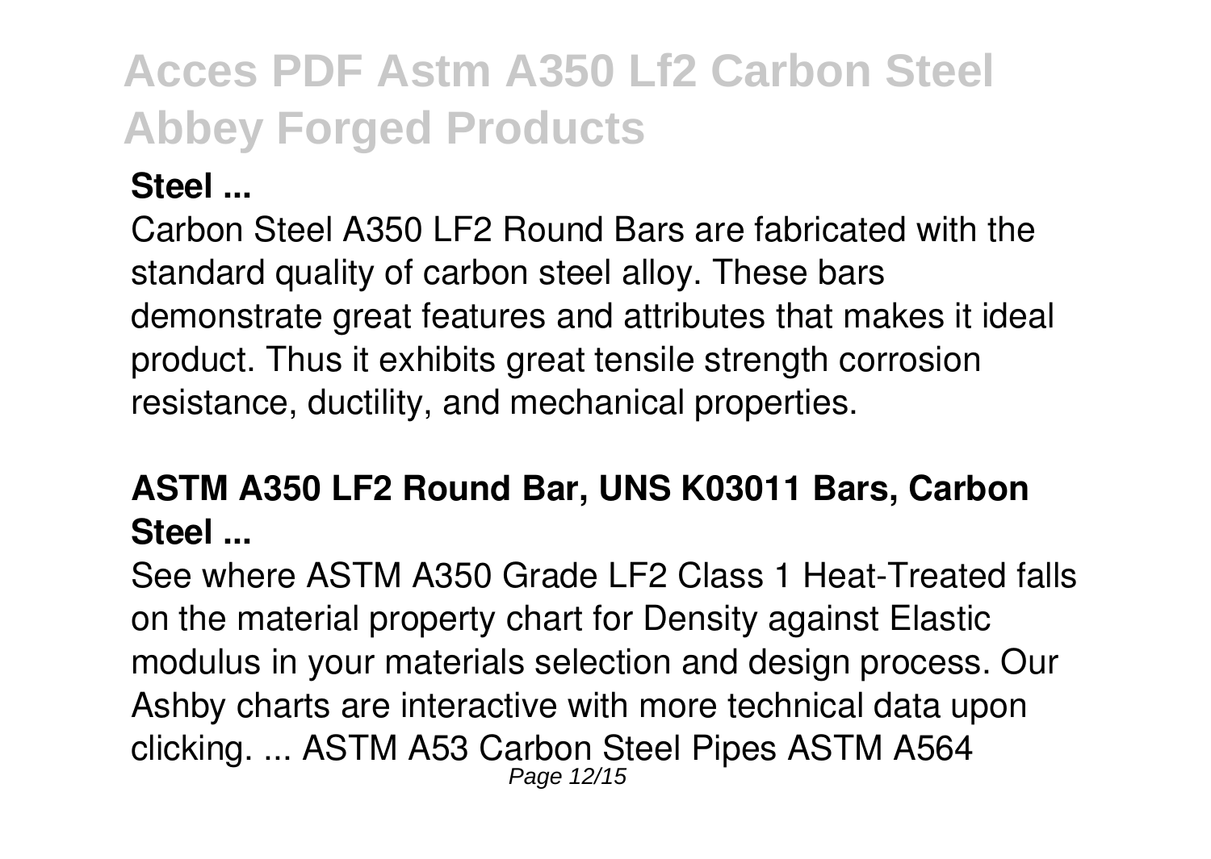**Steel ...**

Carbon Steel A350 LF2 Round Bars are fabricated with the standard quality of carbon steel alloy. These bars demonstrate great features and attributes that makes it ideal product. Thus it exhibits great tensile strength corrosion resistance, ductility, and mechanical properties.

### ASTM A350 LF2 Round Bar, UNS K03011 Bars, Carbon Steel ...

See where ASTM A350 Grade LF2 Class 1 Heat-Treated falls on the material property chart for Density against Elastic modulus in your materials selection and design process. Our Ashby charts are interactive with more technical data upon clicking. ... ASTM A53 Carbon Steel Pipes ASTM A564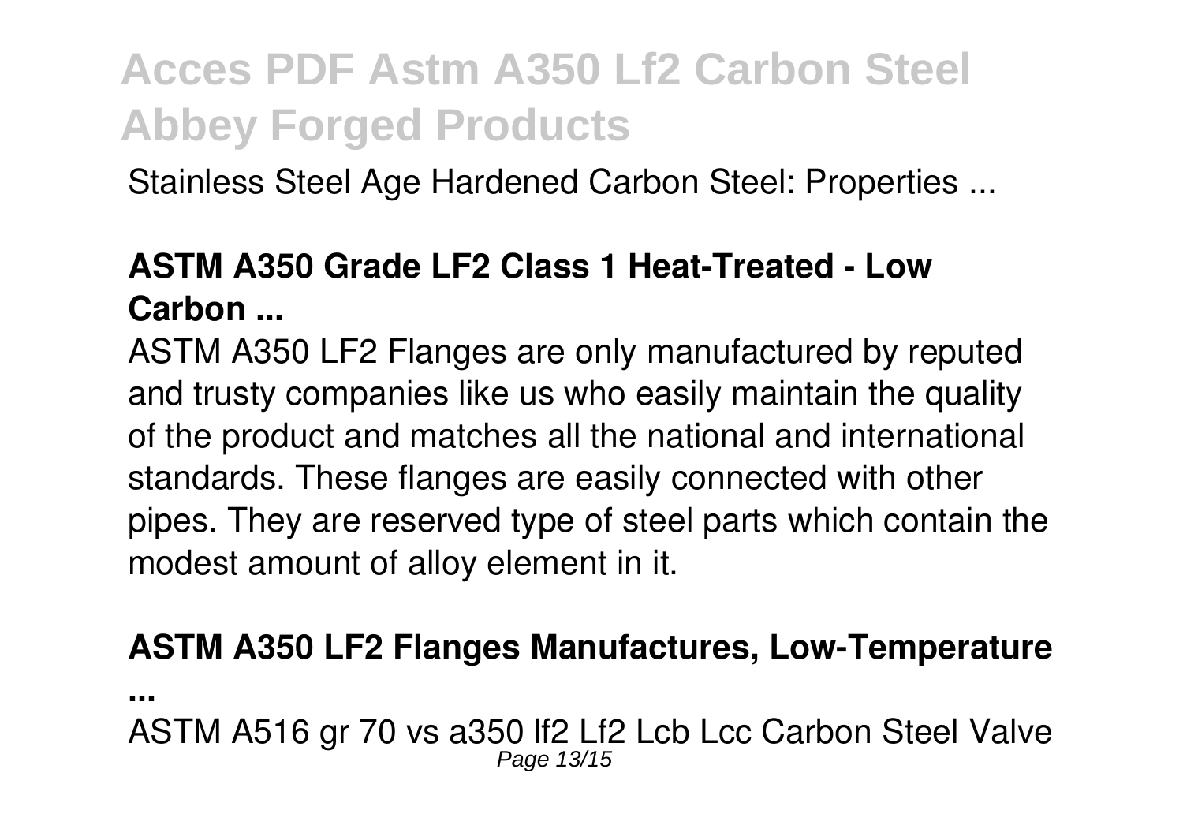Stainless Steel Age Hardened Carbon Steel: Properties ...

**ASTM A350 Grade LF2 Class 1 Heat-Treated - Low Carbon ...**

ASTM A350 LF2 Flanges are only manufactured by reputed and trusty companies like us who easily maintain the quality of the product and matches all the national and international standards. These flanges are easily connected with other pipes. They are reserved type of steel parts which contain the modest amount of alloy element in it.

**ASTM A350 LF2 Flanges Manufactures, Low-Temperature ...**

ASTM A516 gr 70 vs a350 lf2 Lf2 Lcb Lcc Carbon Steel Valve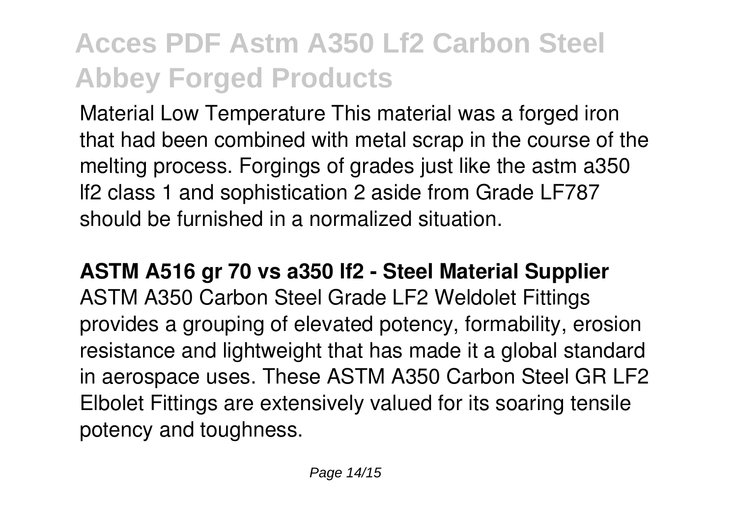Material Low Temperature This material was a forged iron that had been combined with metal scrap in the course of the melting process. Forgings of grades just like the astm a350 lf2 class 1 and sophistication 2 aside from Grade LF787 should be furnished in a normalized situation.

**ASTM A516 gr 70 vs a350 lf2 - Steel Material Supplier**

ASTM A350 Carbon Steel Grade LF2 Weldolet Fittings provides a grouping of elevated potency, formability, erosion resistance and lightweight that has made it a global standard in aerospace uses. These ASTM A350 Carbon Steel GR LF2 Elbolet Fittings are extensively valued for its soaring tensile potency and toughness.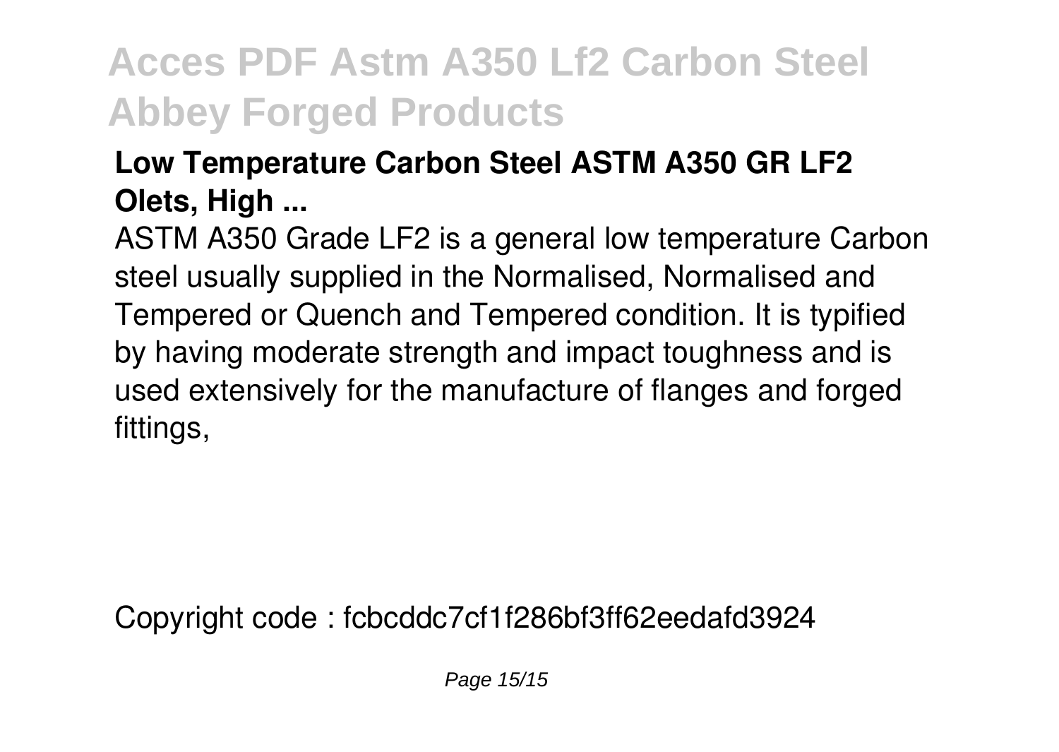**Low Temperature Carbon Steel ASTM A350 GR LF2 Olets, High ...**

ASTM A350 Grade LF2 is a general low temperature Carbon steel usually supplied in the Normalised, Normalised and Tempered or Quench and Tempered condition. It is typified by having moderate strength and impact toughness and is used extensively for the manufacture of flanges and forged fittings,

Copyright code : fcbcddc7cf1f286bf3ff62eedafd3924